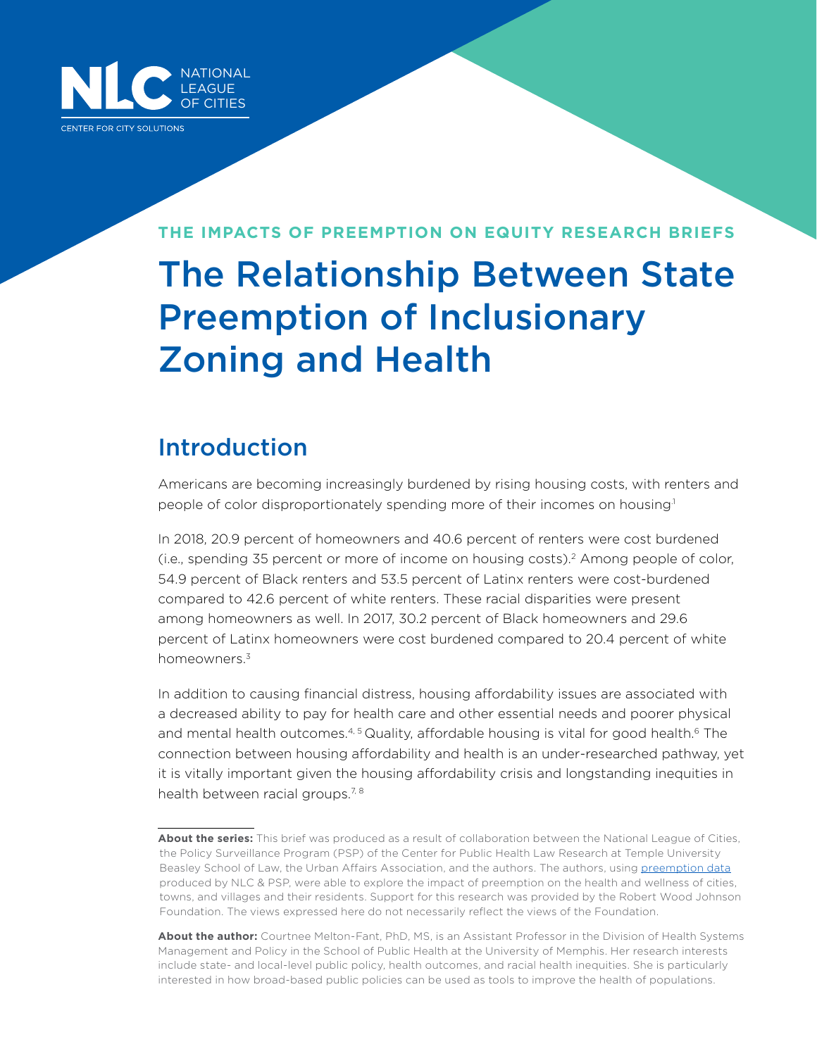NLC NATIONAL LEAGUE OF CITIES

CENTER FOR CITY SOLUTIONS

**THE IMPACTS OF PREEMPTION ON EQUITY RESEARCH BRIEFS**

# The Relationship Between State Preemption of Inclusionary Zoning and Health

## Introduction

Americans are becoming increasingly burdened by rising housing costs, with renters and people of color disproportionately spending more of their incomes on housing[1]

In 2018, 20.9 percent of homeowners and 40.6 percent of renters were cost burdened (i.e., spending 35 percent or more of income on housing costs).[2] Among people of color, 54.9 percent of Black renters and 53.5 percent of Latinx renters were cost-burdened compared to 42.6 percent of white renters. These racial disparities were present among homeowners as well. In 2017, 30.2 percent of Black homeowners and 29.6 percent of Latinx homeowners were cost burdened compared to 20.4 percent of white homeowners.[3]

In addition to causing financial distress, housing affordability issues are associated with a decreased ability to pay for health care and other essential needs and poorer physical and mental health outcomes.[4, 5] Quality, affordable housing is vital for good health.[6] The connection between housing affordability and health is an under-researched pathway, yet it is vitally important given the housing affordability crisis and longstanding inequities in health between racial groups.[7, 8]

---

**About the series:** This brief was produced as a result of collaboration between the National League of Cities, the Policy Surveillance Program (PSP) of the Center for Public Health Law Research at Temple University Beasley School of Law, the Urban Affairs Association, and the authors. The authors, using preemption data produced by NLC & PSP, were able to explore the impact of preemption on the health and wellness of cities, towns, and villages and their residents. Support for this research was provided by the Robert Wood Johnson Foundation. The views expressed here do not necessarily reflect the views of the Foundation.

**About the author:** Courtnee Melton-Fant, PhD, MS, is an Assistant Professor in the Division of Health Systems Management and Policy in the School of Public Health at the University of Memphis. Her research interests include state- and local-level public policy, health outcomes, and racial health inequities. She is particularly interested in how broad-based public policies can be used as tools to improve the health of populations.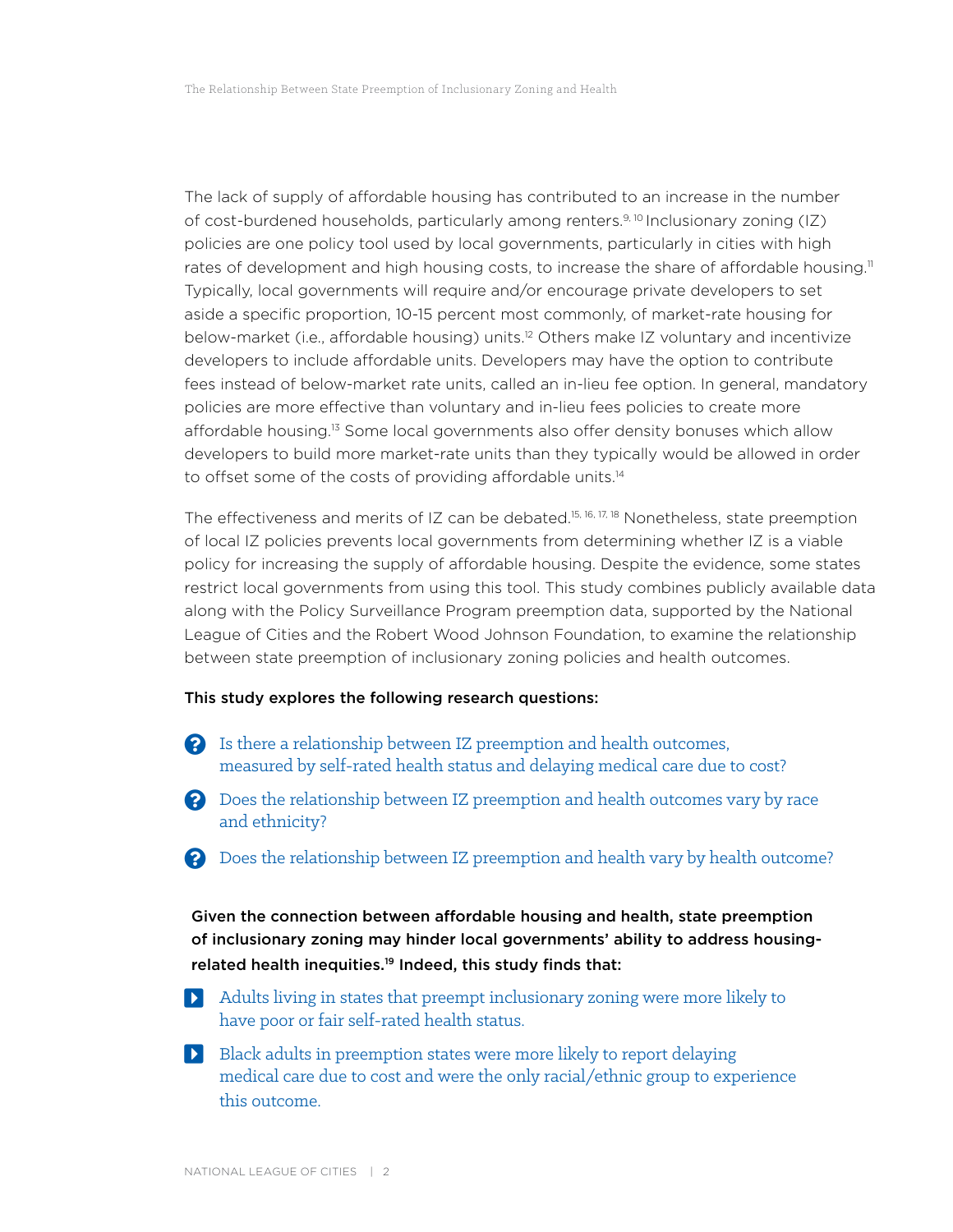The lack of supply of affordable housing has contributed to an increase in the number of cost-burdened households, particularly among renters.[9, 10] Inclusionary zoning (IZ) policies are one policy tool used by local governments, particularly in cities with high rates of development and high housing costs, to increase the share of affordable housing.[11] Typically, local governments will require and/or encourage private developers to set aside a specific proportion, 10-15 percent most commonly, of market-rate housing for below-market (i.e., affordable housing) units.[12] Others make IZ voluntary and incentivize developers to include affordable units. Developers may have the option to contribute fees instead of below-market rate units, called an in-lieu fee option. In general, mandatory policies are more effective than voluntary and in-lieu fees policies to create more affordable housing.[13] Some local governments also offer density bonuses which allow developers to build more market-rate units than they typically would be allowed in order to offset some of the costs of providing affordable units.[14]

The effectiveness and merits of IZ can be debated.[15, 16, 17, 18] Nonetheless, state preemption of local IZ policies prevents local governments from determining whether IZ is a viable policy for increasing the supply of affordable housing. Despite the evidence, some states restrict local governments from using this tool. This study combines publicly available data along with the Policy Surveillance Program preemption data, supported by the National League of Cities and the Robert Wood Johnson Foundation, to examine the relationship between state preemption of inclusionary zoning policies and health outcomes.

**This study explores the following research questions:**

- Is there a relationship between IZ preemption and health outcomes, measured by self-rated health status and delaying medical care due to cost?
- Does the relationship between IZ preemption and health outcomes vary by race and ethnicity?
- Does the relationship between IZ preemption and health vary by health outcome?

**Given the connection between affordable housing and health, state preemption of inclusionary zoning may hinder local governments' ability to address housing-related health inequities.[19] Indeed, this study finds that:**

- Adults living in states that preempt inclusionary zoning were more likely to have poor or fair self-rated health status.
- Black adults in preemption states were more likely to report delaying medical care due to cost and were the only racial/ethnic group to experience this outcome.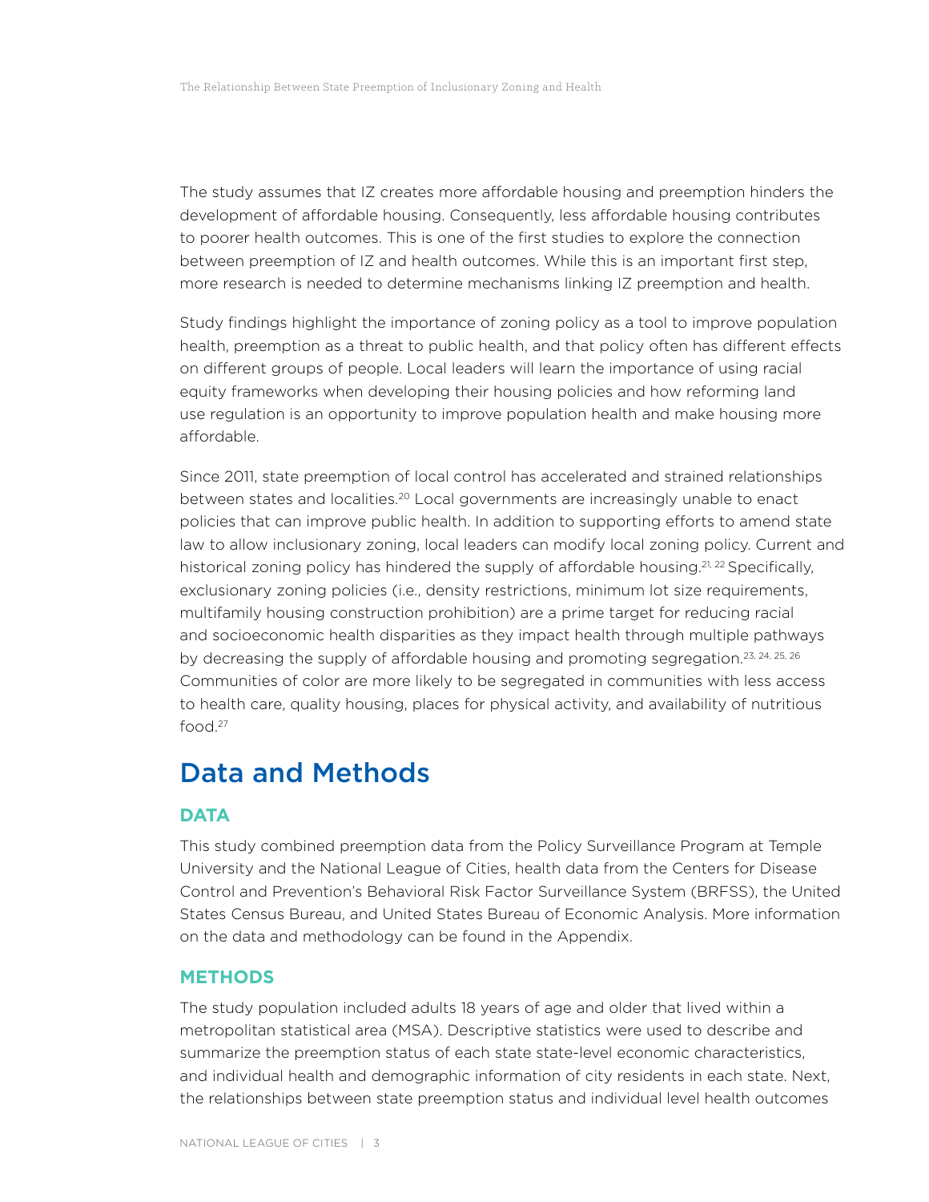The study assumes that IZ creates more affordable housing and preemption hinders the development of affordable housing. Consequently, less affordable housing contributes to poorer health outcomes. This is one of the first studies to explore the connection between preemption of IZ and health outcomes. While this is an important first step, more research is needed to determine mechanisms linking IZ preemption and health.

Study findings highlight the importance of zoning policy as a tool to improve population health, preemption as a threat to public health, and that policy often has different effects on different groups of people. Local leaders will learn the importance of using racial equity frameworks when developing their housing policies and how reforming land use regulation is an opportunity to improve population health and make housing more affordable.

Since 2011, state preemption of local control has accelerated and strained relationships between states and localities.[20] Local governments are increasingly unable to enact policies that can improve public health. In addition to supporting efforts to amend state law to allow inclusionary zoning, local leaders can modify local zoning policy. Current and historical zoning policy has hindered the supply of affordable housing.[21, 22] Specifically, exclusionary zoning policies (i.e., density restrictions, minimum lot size requirements, multifamily housing construction prohibition) are a prime target for reducing racial and socioeconomic health disparities as they impact health through multiple pathways by decreasing the supply of affordable housing and promoting segregation.[23, 24, 25, 26] Communities of color are more likely to be segregated in communities with less access to health care, quality housing, places for physical activity, and availability of nutritious food.[27]

## Data and Methods

### DATA

This study combined preemption data from the Policy Surveillance Program at Temple University and the National League of Cities, health data from the Centers for Disease Control and Prevention's Behavioral Risk Factor Surveillance System (BRFSS), the United States Census Bureau, and United States Bureau of Economic Analysis. More information on the data and methodology can be found in the Appendix.

### METHODS

The study population included adults 18 years of age and older that lived within a metropolitan statistical area (MSA). Descriptive statistics were used to describe and summarize the preemption status of each state state-level economic characteristics, and individual health and demographic information of city residents in each state. Next, the relationships between state preemption status and individual level health outcomes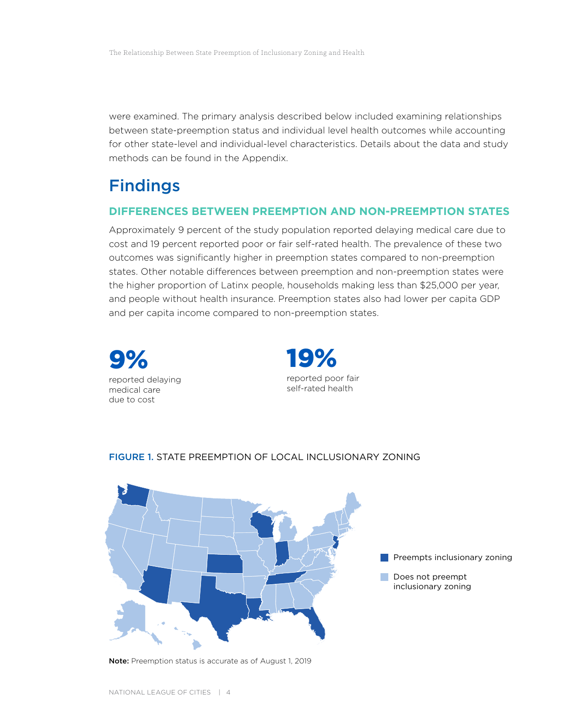were examined. The primary analysis described below included examining relationships between state-preemption status and individual level health outcomes while accounting for other state-level and individual-level characteristics. Details about the data and study methods can be found in the Appendix.

## Findings

### DIFFERENCES BETWEEN PREEMPTION AND NON-PREEMPTION STATES

Approximately 9 percent of the study population reported delaying medical care due to cost and 19 percent reported poor or fair self-rated health. The prevalence of these two outcomes was significantly higher in preemption states compared to non-preemption states. Other notable differences between preemption and non-preemption states were the higher proportion of Latinx people, households making less than $25,000 per year, and people without health insurance. Preemption states also had lower per capita GDP and per capita income compared to non-preemption states.

**9%**
reported delaying medical care due to cost

**19%**
reported poor fair self-rated health

FIGURE 1. STATE PREEMPTION OF LOCAL INCLUSIONARY ZONING

Preempts inclusionary zoning

Does not preempt inclusionary zoning

**Note:** Preemption status is accurate as of August 1, 2019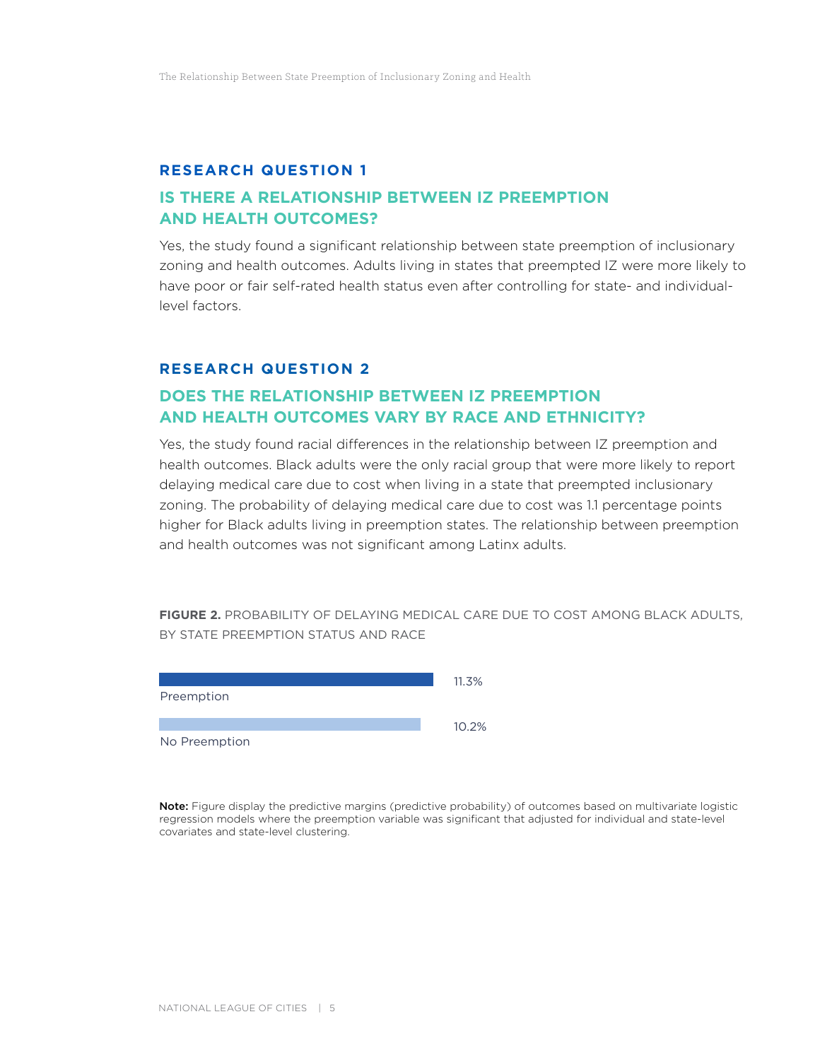## RESEARCH QUESTION 1

### IS THERE A RELATIONSHIP BETWEEN IZ PREEMPTION AND HEALTH OUTCOMES?

Yes, the study found a significant relationship between state preemption of inclusionary zoning and health outcomes. Adults living in states that preempted IZ were more likely to have poor or fair self-rated health status even after controlling for state- and individual-level factors.

## RESEARCH QUESTION 2

### DOES THE RELATIONSHIP BETWEEN IZ PREEMPTION AND HEALTH OUTCOMES VARY BY RACE AND ETHNICITY?

Yes, the study found racial differences in the relationship between IZ preemption and health outcomes. Black adults were the only racial group that were more likely to report delaying medical care due to cost when living in a state that preempted inclusionary zoning. The probability of delaying medical care due to cost was 1.1 percentage points higher for Black adults living in preemption states. The relationship between preemption and health outcomes was not significant among Latinx adults.

**FIGURE 2.** PROBABILITY OF DELAYING MEDICAL CARE DUE TO COST AMONG BLACK ADULTS, BY STATE PREEMPTION STATUS AND RACE

Preemption
11.3%

No Preemption
10.2%

**Note:** Figure display the predictive margins (predictive probability) of outcomes based on multivariate logistic regression models where the preemption variable was significant that adjusted for individual and state-level covariates and state-level clustering.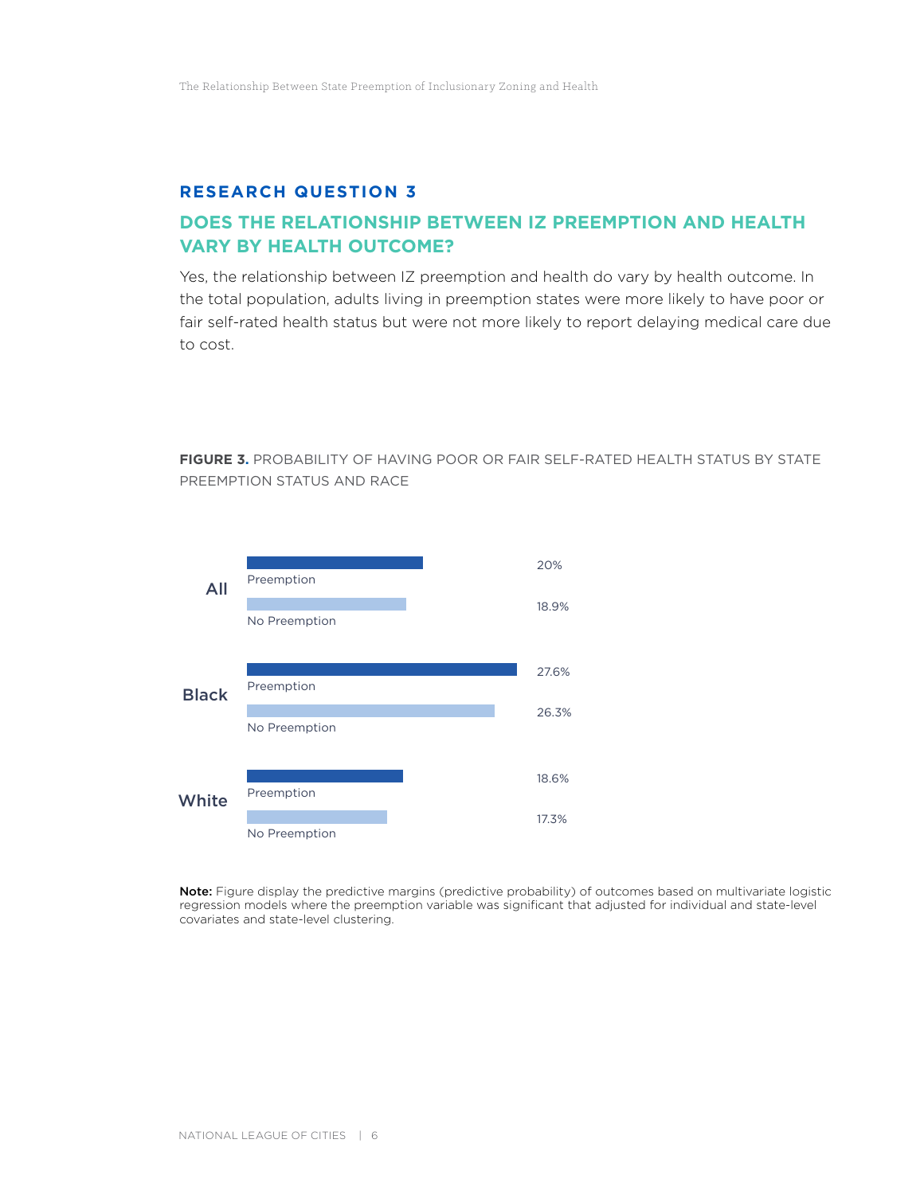## RESEARCH QUESTION 3

### DOES THE RELATIONSHIP BETWEEN IZ PREEMPTION AND HEALTH VARY BY HEALTH OUTCOME?

Yes, the relationship between IZ preemption and health do vary by health outcome. In the total population, adults living in preemption states were more likely to have poor or fair self-rated health status but were not more likely to report delaying medical care due to cost.

**FIGURE 3.** PROBABILITY OF HAVING POOR OR FAIR SELF-RATED HEALTH STATUS BY STATE PREEMPTION STATUS AND RACE

All
Preemption 20%
No Preemption 18.9%

Black
Preemption 27.6%
No Preemption 26.3%

White
Preemption 18.6%
No Preemption 17.3%

**Note:** Figure display the predictive margins (predictive probability) of outcomes based on multivariate logistic regression models where the preemption variable was significant that adjusted for individual and state-level covariates and state-level clustering.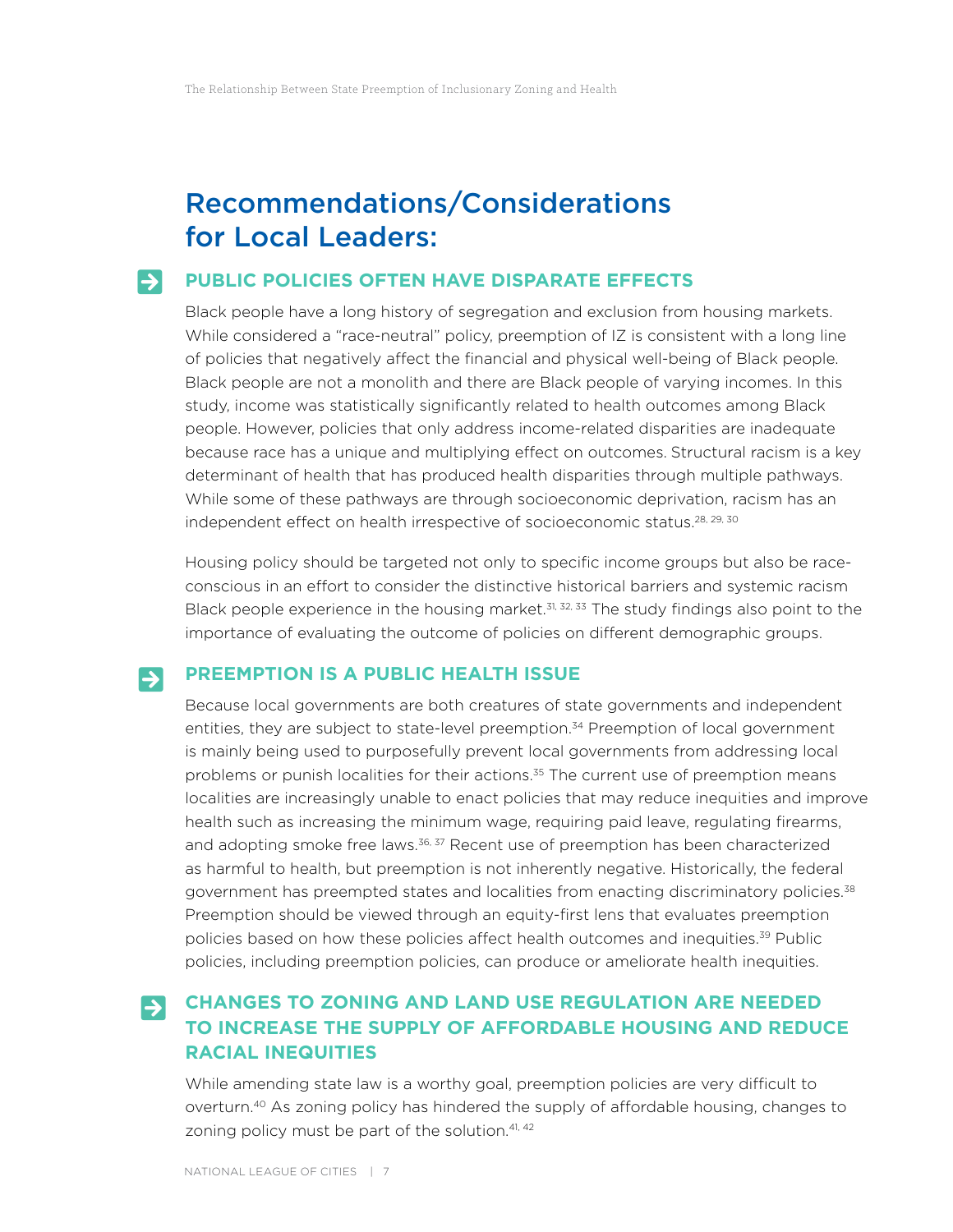# Recommendations/Considerations for Local Leaders:

## PUBLIC POLICIES OFTEN HAVE DISPARATE EFFECTS

Black people have a long history of segregation and exclusion from housing markets. While considered a "race-neutral" policy, preemption of IZ is consistent with a long line of policies that negatively affect the financial and physical well-being of Black people. Black people are not a monolith and there are Black people of varying incomes. In this study, income was statistically significantly related to health outcomes among Black people. However, policies that only address income-related disparities are inadequate because race has a unique and multiplying effect on outcomes. Structural racism is a key determinant of health that has produced health disparities through multiple pathways. While some of these pathways are through socioeconomic deprivation, racism has an independent effect on health irrespective of socioeconomic status.[28, 29, 30]

Housing policy should be targeted not only to specific income groups but also be race-conscious in an effort to consider the distinctive historical barriers and systemic racism Black people experience in the housing market.[31, 32, 33] The study findings also point to the importance of evaluating the outcome of policies on different demographic groups.

## PREEMPTION IS A PUBLIC HEALTH ISSUE

Because local governments are both creatures of state governments and independent entities, they are subject to state-level preemption.[34] Preemption of local government is mainly being used to purposefully prevent local governments from addressing local problems or punish localities for their actions.[35] The current use of preemption means localities are increasingly unable to enact policies that may reduce inequities and improve health such as increasing the minimum wage, requiring paid leave, regulating firearms, and adopting smoke free laws.[36, 37] Recent use of preemption has been characterized as harmful to health, but preemption is not inherently negative. Historically, the federal government has preempted states and localities from enacting discriminatory policies.[38] Preemption should be viewed through an equity-first lens that evaluates preemption policies based on how these policies affect health outcomes and inequities.[39] Public policies, including preemption policies, can produce or ameliorate health inequities.

## CHANGES TO ZONING AND LAND USE REGULATION ARE NEEDED TO INCREASE THE SUPPLY OF AFFORDABLE HOUSING AND REDUCE RACIAL INEQUITIES

While amending state law is a worthy goal, preemption policies are very difficult to overturn.[40] As zoning policy has hindered the supply of affordable housing, changes to zoning policy must be part of the solution.[41, 42]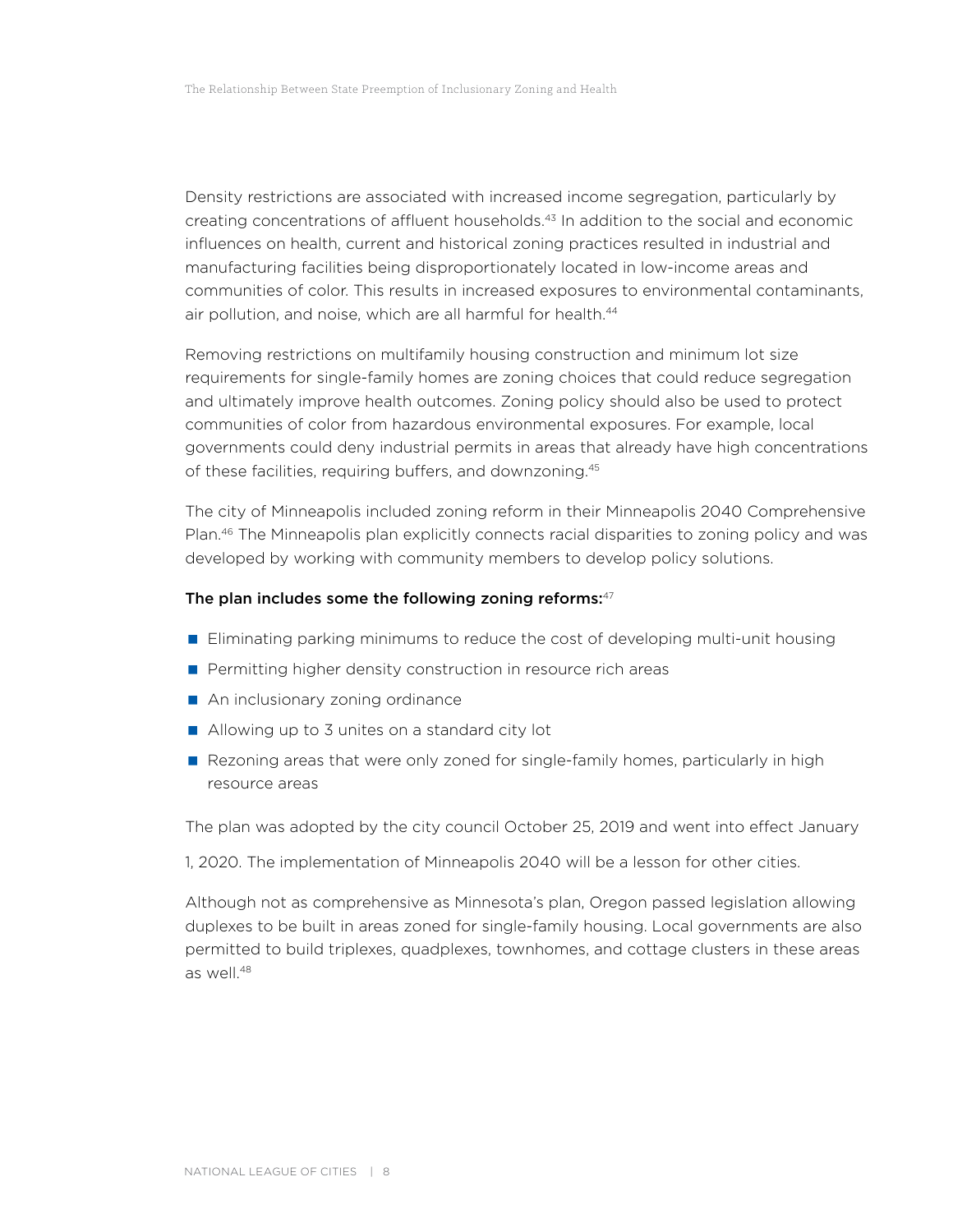Density restrictions are associated with increased income segregation, particularly by creating concentrations of affluent households.[43] In addition to the social and economic influences on health, current and historical zoning practices resulted in industrial and manufacturing facilities being disproportionately located in low-income areas and communities of color. This results in increased exposures to environmental contaminants, air pollution, and noise, which are all harmful for health.[44]

Removing restrictions on multifamily housing construction and minimum lot size requirements for single-family homes are zoning choices that could reduce segregation and ultimately improve health outcomes. Zoning policy should also be used to protect communities of color from hazardous environmental exposures. For example, local governments could deny industrial permits in areas that already have high concentrations of these facilities, requiring buffers, and downzoning.[45]

The city of Minneapolis included zoning reform in their Minneapolis 2040 Comprehensive Plan.[46] The Minneapolis plan explicitly connects racial disparities to zoning policy and was developed by working with community members to develop policy solutions.

**The plan includes some the following zoning reforms:**[47]

- Eliminating parking minimums to reduce the cost of developing multi-unit housing
- Permitting higher density construction in resource rich areas
- An inclusionary zoning ordinance
- Allowing up to 3 unites on a standard city lot
- Rezoning areas that were only zoned for single-family homes, particularly in high resource areas

The plan was adopted by the city council October 25, 2019 and went into effect January 1, 2020. The implementation of Minneapolis 2040 will be a lesson for other cities.

Although not as comprehensive as Minnesota's plan, Oregon passed legislation allowing duplexes to be built in areas zoned for single-family housing. Local governments are also permitted to build triplexes, quadplexes, townhomes, and cottage clusters in these areas as well.[48]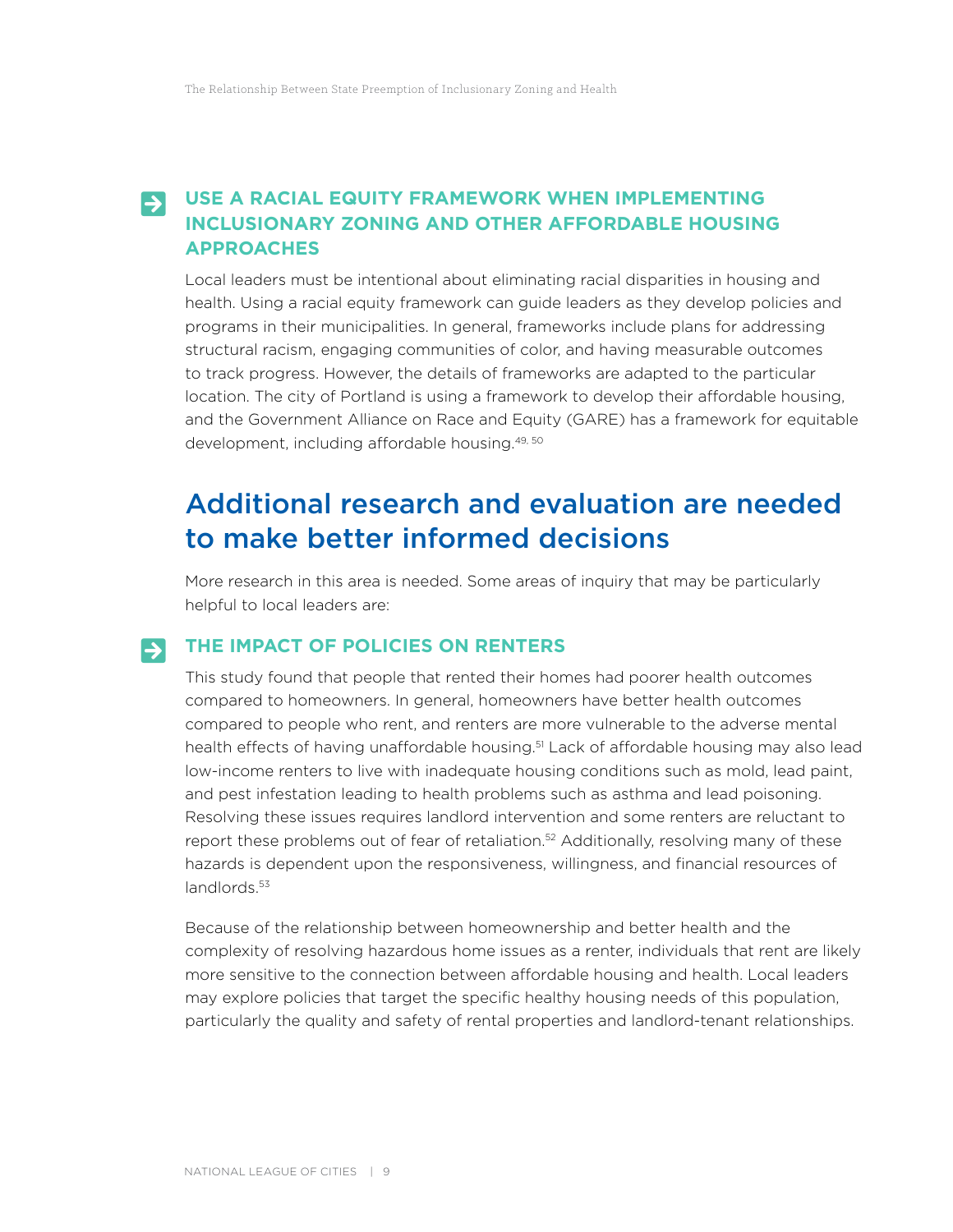### USE A RACIAL EQUITY FRAMEWORK WHEN IMPLEMENTING INCLUSIONARY ZONING AND OTHER AFFORDABLE HOUSING APPROACHES

Local leaders must be intentional about eliminating racial disparities in housing and health. Using a racial equity framework can guide leaders as they develop policies and programs in their municipalities. In general, frameworks include plans for addressing structural racism, engaging communities of color, and having measurable outcomes to track progress. However, the details of frameworks are adapted to the particular location. The city of Portland is using a framework to develop their affordable housing, and the Government Alliance on Race and Equity (GARE) has a framework for equitable development, including affordable housing.[49, 50]

## Additional research and evaluation are needed to make better informed decisions

More research in this area is needed. Some areas of inquiry that may be particularly helpful to local leaders are:

### THE IMPACT OF POLICIES ON RENTERS

This study found that people that rented their homes had poorer health outcomes compared to homeowners. In general, homeowners have better health outcomes compared to people who rent, and renters are more vulnerable to the adverse mental health effects of having unaffordable housing.[51] Lack of affordable housing may also lead low-income renters to live with inadequate housing conditions such as mold, lead paint, and pest infestation leading to health problems such as asthma and lead poisoning. Resolving these issues requires landlord intervention and some renters are reluctant to report these problems out of fear of retaliation.[52] Additionally, resolving many of these hazards is dependent upon the responsiveness, willingness, and financial resources of landlords.[53]

Because of the relationship between homeownership and better health and the complexity of resolving hazardous home issues as a renter, individuals that rent are likely more sensitive to the connection between affordable housing and health. Local leaders may explore policies that target the specific healthy housing needs of this population, particularly the quality and safety of rental properties and landlord-tenant relationships.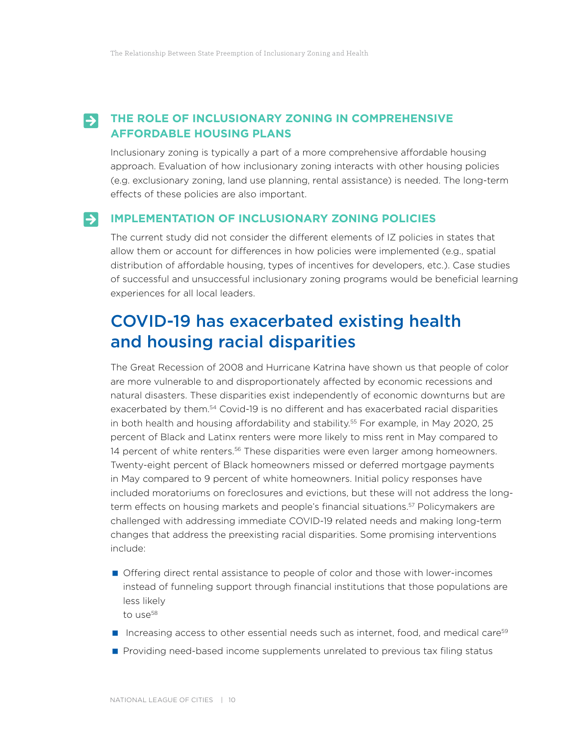### THE ROLE OF INCLUSIONARY ZONING IN COMPREHENSIVE AFFORDABLE HOUSING PLANS

Inclusionary zoning is typically a part of a more comprehensive affordable housing approach. Evaluation of how inclusionary zoning interacts with other housing policies (e.g. exclusionary zoning, land use planning, rental assistance) is needed. The long-term effects of these policies are also important.

### IMPLEMENTATION OF INCLUSIONARY ZONING POLICIES

The current study did not consider the different elements of IZ policies in states that allow them or account for differences in how policies were implemented (e.g., spatial distribution of affordable housing, types of incentives for developers, etc.). Case studies of successful and unsuccessful inclusionary zoning programs would be beneficial learning experiences for all local leaders.

## COVID-19 has exacerbated existing health and housing racial disparities

The Great Recession of 2008 and Hurricane Katrina have shown us that people of color are more vulnerable to and disproportionately affected by economic recessions and natural disasters. These disparities exist independently of economic downturns but are exacerbated by them.[54] Covid-19 is no different and has exacerbated racial disparities in both health and housing affordability and stability.[55] For example, in May 2020, 25 percent of Black and Latinx renters were more likely to miss rent in May compared to 14 percent of white renters.[56] These disparities were even larger among homeowners. Twenty-eight percent of Black homeowners missed or deferred mortgage payments in May compared to 9 percent of white homeowners. Initial policy responses have included moratoriums on foreclosures and evictions, but these will not address the long-term effects on housing markets and people's financial situations.[57] Policymakers are challenged with addressing immediate COVID-19 related needs and making long-term changes that address the preexisting racial disparities. Some promising interventions include:

- Offering direct rental assistance to people of color and those with lower-incomes instead of funneling support through financial institutions that those populations are less likely to use[58]
- Increasing access to other essential needs such as internet, food, and medical care[59]
- Providing need-based income supplements unrelated to previous tax filing status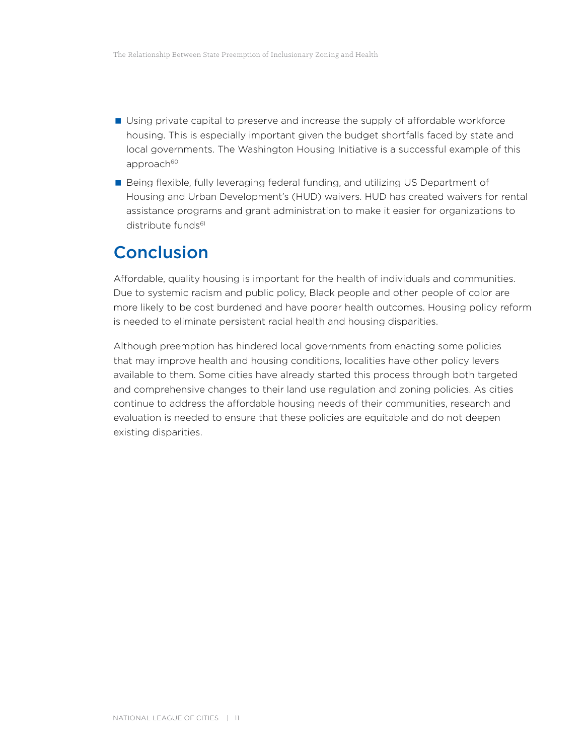- Using private capital to preserve and increase the supply of affordable workforce housing. This is especially important given the budget shortfalls faced by state and local governments. The Washington Housing Initiative is a successful example of this approach[60]
- Being flexible, fully leveraging federal funding, and utilizing US Department of Housing and Urban Development's (HUD) waivers. HUD has created waivers for rental assistance programs and grant administration to make it easier for organizations to distribute funds[61]

## Conclusion

Affordable, quality housing is important for the health of individuals and communities. Due to systemic racism and public policy, Black people and other people of color are more likely to be cost burdened and have poorer health outcomes. Housing policy reform is needed to eliminate persistent racial health and housing disparities.

Although preemption has hindered local governments from enacting some policies that may improve health and housing conditions, localities have other policy levers available to them. Some cities have already started this process through both targeted and comprehensive changes to their land use regulation and zoning policies. As cities continue to address the affordable housing needs of their communities, research and evaluation is needed to ensure that these policies are equitable and do not deepen existing disparities.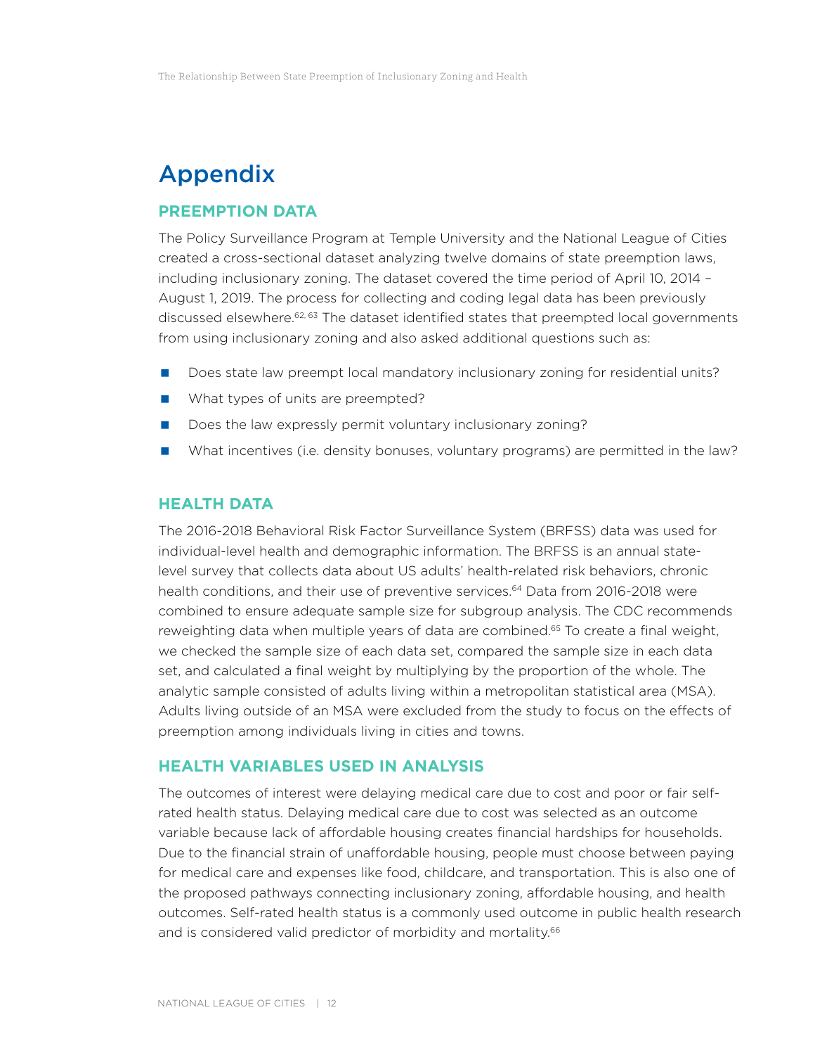# Appendix

## PREEMPTION DATA

The Policy Surveillance Program at Temple University and the National League of Cities created a cross-sectional dataset analyzing twelve domains of state preemption laws, including inclusionary zoning. The dataset covered the time period of April 10, 2014 – August 1, 2019. The process for collecting and coding legal data has been previously discussed elsewhere.[62, 63] The dataset identified states that preempted local governments from using inclusionary zoning and also asked additional questions such as:

- Does state law preempt local mandatory inclusionary zoning for residential units?
- What types of units are preempted?
- Does the law expressly permit voluntary inclusionary zoning?
- What incentives (i.e. density bonuses, voluntary programs) are permitted in the law?

## HEALTH DATA

The 2016-2018 Behavioral Risk Factor Surveillance System (BRFSS) data was used for individual-level health and demographic information. The BRFSS is an annual state-level survey that collects data about US adults' health-related risk behaviors, chronic health conditions, and their use of preventive services.[64] Data from 2016-2018 were combined to ensure adequate sample size for subgroup analysis. The CDC recommends reweighting data when multiple years of data are combined.[65] To create a final weight, we checked the sample size of each data set, compared the sample size in each data set, and calculated a final weight by multiplying by the proportion of the whole. The analytic sample consisted of adults living within a metropolitan statistical area (MSA). Adults living outside of an MSA were excluded from the study to focus on the effects of preemption among individuals living in cities and towns.

## HEALTH VARIABLES USED IN ANALYSIS

The outcomes of interest were delaying medical care due to cost and poor or fair self-rated health status. Delaying medical care due to cost was selected as an outcome variable because lack of affordable housing creates financial hardships for households. Due to the financial strain of unaffordable housing, people must choose between paying for medical care and expenses like food, childcare, and transportation. This is also one of the proposed pathways connecting inclusionary zoning, affordable housing, and health outcomes. Self-rated health status is a commonly used outcome in public health research and is considered valid predictor of morbidity and mortality.[66]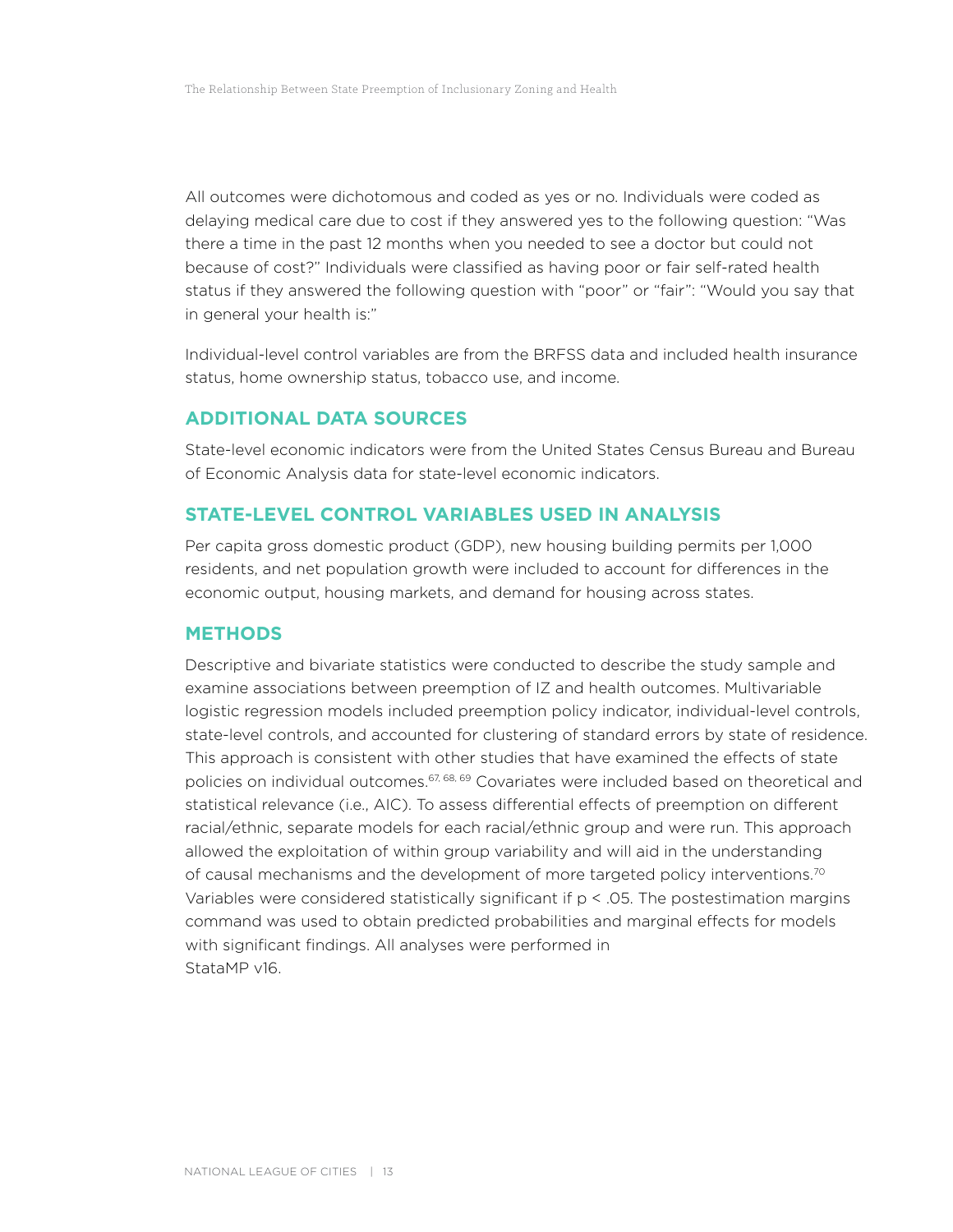All outcomes were dichotomous and coded as yes or no. Individuals were coded as delaying medical care due to cost if they answered yes to the following question: "Was there a time in the past 12 months when you needed to see a doctor but could not because of cost?" Individuals were classified as having poor or fair self-rated health status if they answered the following question with "poor" or "fair": "Would you say that in general your health is:"

Individual-level control variables are from the BRFSS data and included health insurance status, home ownership status, tobacco use, and income.

## ADDITIONAL DATA SOURCES

State-level economic indicators were from the United States Census Bureau and Bureau of Economic Analysis data for state-level economic indicators.

## STATE-LEVEL CONTROL VARIABLES USED IN ANALYSIS

Per capita gross domestic product (GDP), new housing building permits per 1,000 residents, and net population growth were included to account for differences in the economic output, housing markets, and demand for housing across states.

## METHODS

Descriptive and bivariate statistics were conducted to describe the study sample and examine associations between preemption of IZ and health outcomes. Multivariable logistic regression models included preemption policy indicator, individual-level controls, state-level controls, and accounted for clustering of standard errors by state of residence. This approach is consistent with other studies that have examined the effects of state policies on individual outcomes.[67, 68, 69] Covariates were included based on theoretical and statistical relevance (i.e., AIC). To assess differential effects of preemption on different racial/ethnic, separate models for each racial/ethnic group and were run. This approach allowed the exploitation of within group variability and will aid in the understanding of causal mechanisms and the development of more targeted policy interventions.[70] Variables were considered statistically significant if $p < .05$. The postestimation margins command was used to obtain predicted probabilities and marginal effects for models with significant findings. All analyses were performed in StataMP v16.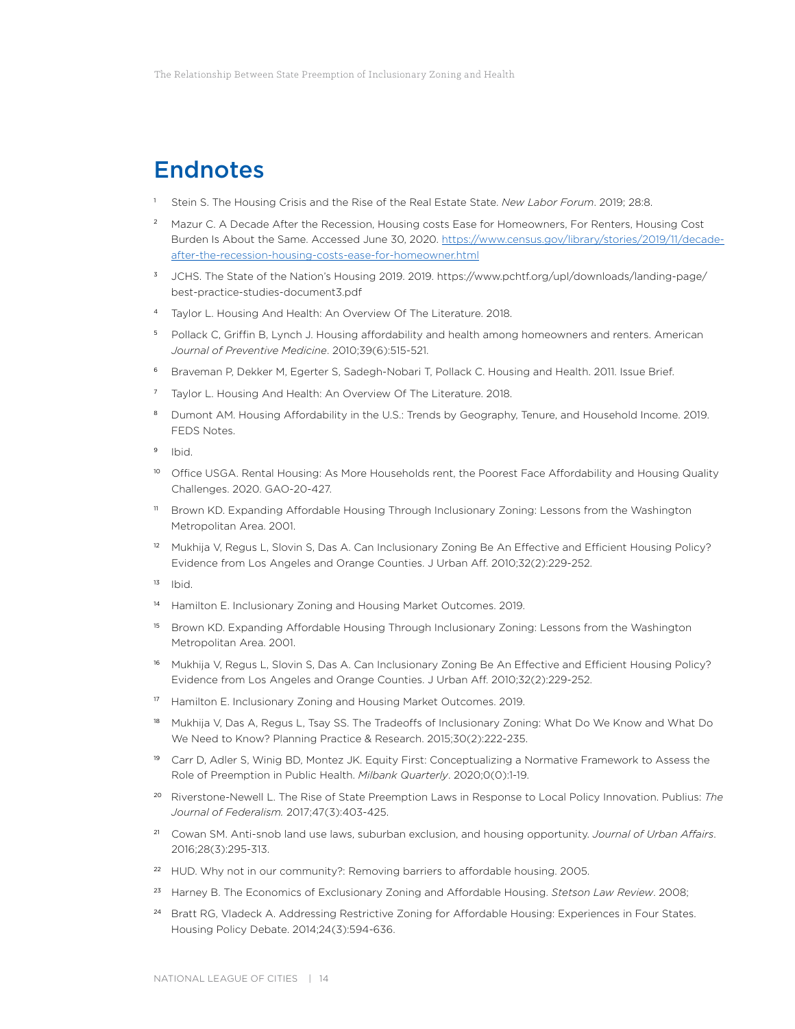# Endnotes

1. Stein S. The Housing Crisis and the Rise of the Real Estate State. *New Labor Forum*. 2019; 28:8.
2. Mazur C. A Decade After the Recession, Housing costs Ease for Homeowners, For Renters, Housing Cost Burden Is About the Same. Accessed June 30, 2020. [https://www.census.gov/library/stories/2019/11/decade-after-the-recession-housing-costs-ease-for-homeowner.html](https://www.census.gov/library/stories/2019/11/decade-after-the-recession-housing-costs-ease-for-homeowner.html)
3. JCHS. The State of the Nation's Housing 2019. 2019. https://www.pchtf.org/upl/downloads/landing-page/best-practice-studies-document3.pdf
4. Taylor L. Housing And Health: An Overview Of The Literature. 2018.
5. Pollack C, Griffin B, Lynch J. Housing affordability and health among homeowners and renters. American *Journal of Preventive Medicine*. 2010;39(6):515-521.
6. Braveman P, Dekker M, Egerter S, Sadegh-Nobari T, Pollack C. Housing and Health. 2011. Issue Brief.
7. Taylor L. Housing And Health: An Overview Of The Literature. 2018.
8. Dumont AM. Housing Affordability in the U.S.: Trends by Geography, Tenure, and Household Income. 2019. FEDS Notes.
9. Ibid.
10. Office USGA. Rental Housing: As More Households rent, the Poorest Face Affordability and Housing Quality Challenges. 2020. GAO-20-427.
11. Brown KD. Expanding Affordable Housing Through Inclusionary Zoning: Lessons from the Washington Metropolitan Area. 2001.
12. Mukhija V, Regus L, Slovin S, Das A. Can Inclusionary Zoning Be An Effective and Efficient Housing Policy? Evidence from Los Angeles and Orange Counties. J Urban Aff. 2010;32(2):229-252.
13. Ibid.
14. Hamilton E. Inclusionary Zoning and Housing Market Outcomes. 2019.
15. Brown KD. Expanding Affordable Housing Through Inclusionary Zoning: Lessons from the Washington Metropolitan Area. 2001.
16. Mukhija V, Regus L, Slovin S, Das A. Can Inclusionary Zoning Be An Effective and Efficient Housing Policy? Evidence from Los Angeles and Orange Counties. J Urban Aff. 2010;32(2):229-252.
17. Hamilton E. Inclusionary Zoning and Housing Market Outcomes. 2019.
18. Mukhija V, Das A, Regus L, Tsay SS. The Tradeoffs of Inclusionary Zoning: What Do We Know and What Do We Need to Know? Planning Practice & Research. 2015;30(2):222-235.
19. Carr D, Adler S, Winig BD, Montez JK. Equity First: Conceptualizing a Normative Framework to Assess the Role of Preemption in Public Health. *Milbank Quarterly*. 2020;0(0):1-19.
20. Riverstone-Newell L. The Rise of State Preemption Laws in Response to Local Policy Innovation. Publius: *The Journal of Federalism.* 2017;47(3):403-425.
21. Cowan SM. Anti-snob land use laws, suburban exclusion, and housing opportunity. *Journal of Urban Affairs*. 2016;28(3):295-313.
22. HUD. Why not in our community?: Removing barriers to affordable housing. 2005.
23. Harney B. The Economics of Exclusionary Zoning and Affordable Housing. *Stetson Law Review*. 2008;
24. Bratt RG, Vladeck A. Addressing Restrictive Zoning for Affordable Housing: Experiences in Four States. Housing Policy Debate. 2014;24(3):594-636.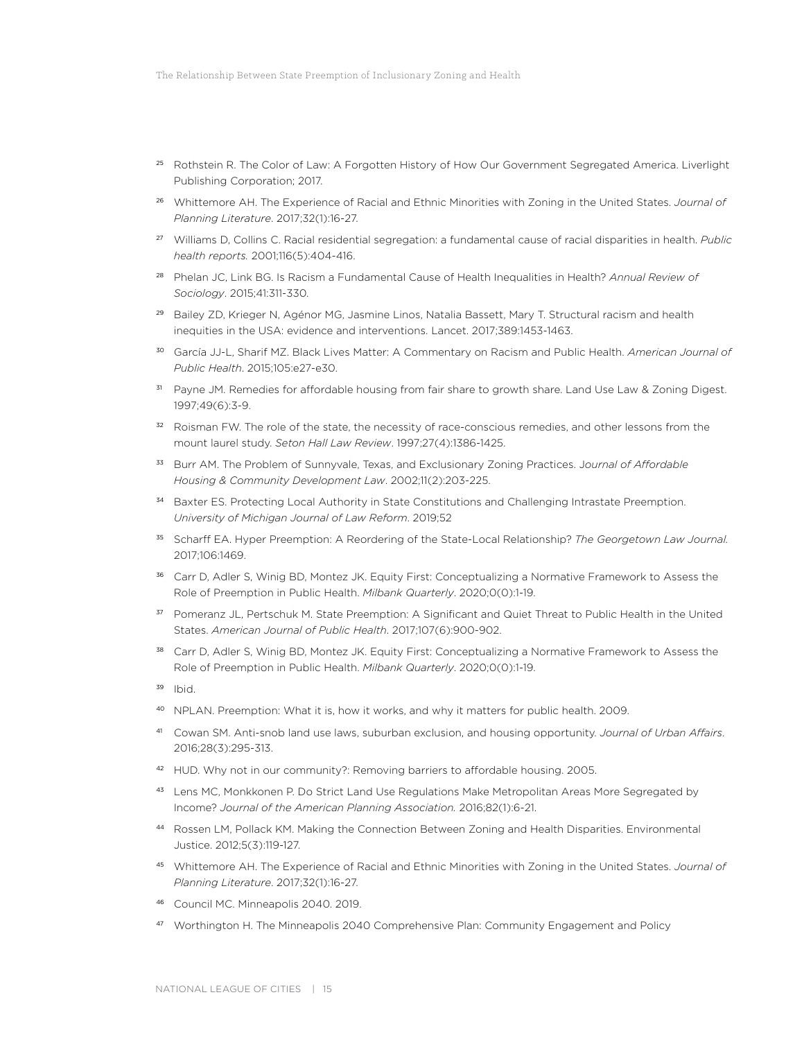[25] Rothstein R. The Color of Law: A Forgotten History of How Our Government Segregated America. Liverlight Publishing Corporation; 2017.

[26] Whittemore AH. The Experience of Racial and Ethnic Minorities with Zoning in the United States. *Journal of Planning Literature*. 2017;32(1):16-27.

[27] Williams D, Collins C. Racial residential segregation: a fundamental cause of racial disparities in health. *Public health reports.* 2001;116(5):404-416.

[28] Phelan JC, Link BG. Is Racism a Fundamental Cause of Health Inequalities in Health? *Annual Review of Sociology*. 2015;41:311-330.

[29] Bailey ZD, Krieger N, Agénor MG, Jasmine Linos, Natalia Bassett, Mary T. Structural racism and health inequities in the USA: evidence and interventions. Lancet. 2017;389:1453-1463.

[30] García JJ-L, Sharif MZ. Black Lives Matter: A Commentary on Racism and Public Health. *American Journal of Public Health*. 2015;105:e27-e30.

[31] Payne JM. Remedies for affordable housing from fair share to growth share. Land Use Law & Zoning Digest. 1997;49(6):3-9.

[32] Roisman FW. The role of the state, the necessity of race-conscious remedies, and other lessons from the mount laurel study. *Seton Hall Law Review*. 1997;27(4):1386-1425.

[33] Burr AM. The Problem of Sunnyvale, Texas, and Exclusionary Zoning Practices. J*ournal of Affordable Housing & Community Development Law*. 2002;11(2):203-225.

[34] Baxter ES. Protecting Local Authority in State Constitutions and Challenging Intrastate Preemption. *University of Michigan Journal of Law Reform*. 2019;52

[35] Scharff EA. Hyper Preemption: A Reordering of the State-Local Relationship? *The Georgetown Law Journal.* 2017;106:1469.

[36] Carr D, Adler S, Winig BD, Montez JK. Equity First: Conceptualizing a Normative Framework to Assess the Role of Preemption in Public Health. *Milbank Quarterly*. 2020;0(0):1-19.

[37] Pomeranz JL, Pertschuk M. State Preemption: A Significant and Quiet Threat to Public Health in the United States. *American Journal of Public Health*. 2017;107(6):900-902.

[38] Carr D, Adler S, Winig BD, Montez JK. Equity First: Conceptualizing a Normative Framework to Assess the Role of Preemption in Public Health. *Milbank Quarterly*. 2020;0(0):1-19.

[39] Ibid.

[40] NPLAN. Preemption: What it is, how it works, and why it matters for public health. 2009.

[41] Cowan SM. Anti-snob land use laws, suburban exclusion, and housing opportunity. *Journal of Urban Affairs*. 2016;28(3):295-313.

[42] HUD. Why not in our community?: Removing barriers to affordable housing. 2005.

[43] Lens MC, Monkkonen P. Do Strict Land Use Regulations Make Metropolitan Areas More Segregated by Income? *Journal of the American Planning Association.* 2016;82(1):6-21.

[44] Rossen LM, Pollack KM. Making the Connection Between Zoning and Health Disparities. Environmental Justice. 2012;5(3):119-127.

[45] Whittemore AH. The Experience of Racial and Ethnic Minorities with Zoning in the United States. *Journal of Planning Literature*. 2017;32(1):16-27.

[46] Council MC. Minneapolis 2040. 2019.

[47] Worthington H. The Minneapolis 2040 Comprehensive Plan: Community Engagement and Policy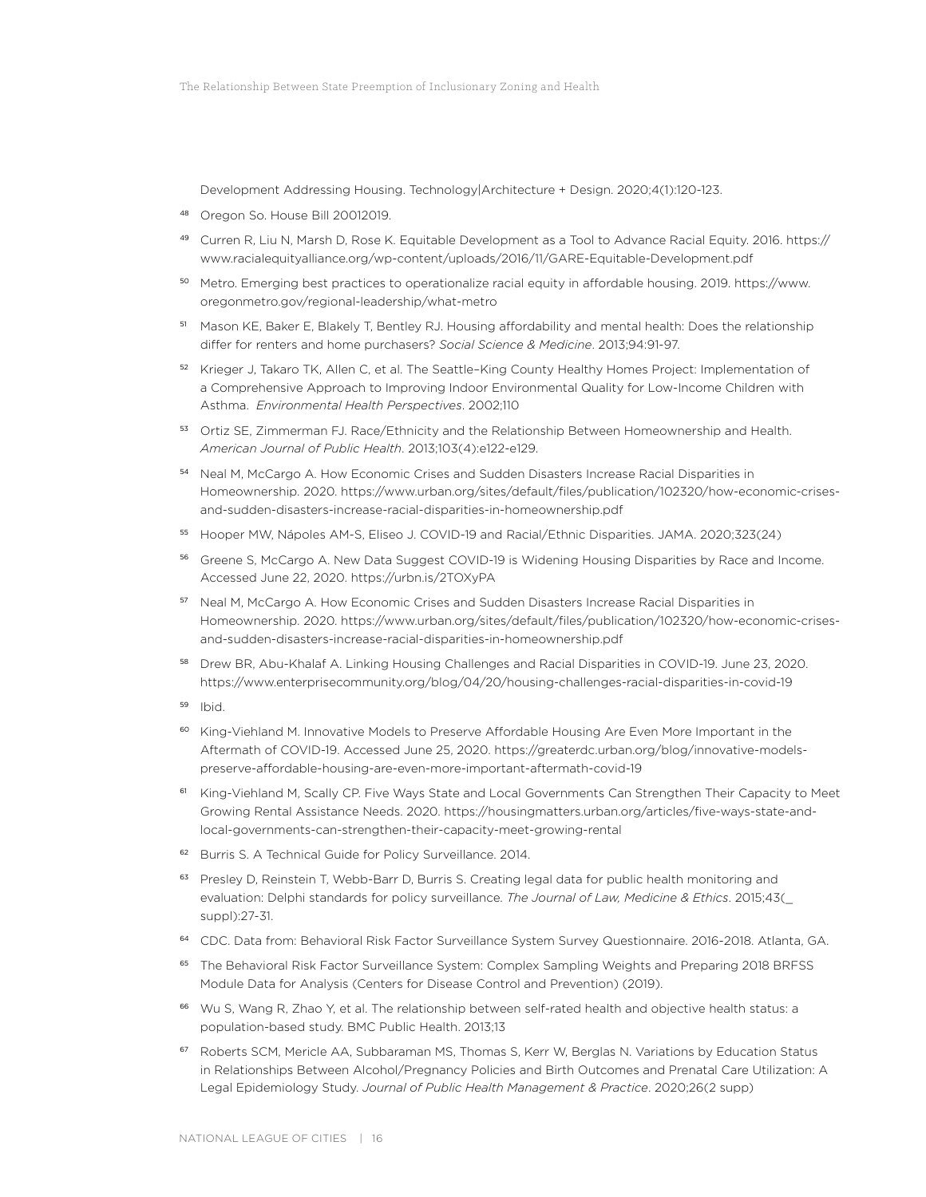Development Addressing Housing. Technology|Architecture + Design. 2020;4(1):120-123.

48 Oregon So. House Bill 20012019.

49 Curren R, Liu N, Marsh D, Rose K. Equitable Development as a Tool to Advance Racial Equity. 2016. https://www.racialequityalliance.org/wp-content/uploads/2016/11/GARE-Equitable-Development.pdf

50 Metro. Emerging best practices to operationalize racial equity in affordable housing. 2019. https://www.oregonmetro.gov/regional-leadership/what-metro

51 Mason KE, Baker E, Blakely T, Bentley RJ. Housing affordability and mental health: Does the relationship differ for renters and home purchasers? *Social Science & Medicine*. 2013;94:91-97.

52 Krieger J, Takaro TK, Allen C, et al. The Seattle–King County Healthy Homes Project: Implementation of a Comprehensive Approach to Improving Indoor Environmental Quality for Low-Income Children with Asthma. *Environmental Health Perspectives*. 2002;110

53 Ortiz SE, Zimmerman FJ. Race/Ethnicity and the Relationship Between Homeownership and Health. *American Journal of Public Health*. 2013;103(4):e122-e129.

54 Neal M, McCargo A. How Economic Crises and Sudden Disasters Increase Racial Disparities in Homeownership. 2020. https://www.urban.org/sites/default/files/publication/102320/how-economic-crises-and-sudden-disasters-increase-racial-disparities-in-homeownership.pdf

55 Hooper MW, Nápoles AM-S, Eliseo J. COVID-19 and Racial/Ethnic Disparities. JAMA. 2020;323(24)

56 Greene S, McCargo A. New Data Suggest COVID-19 is Widening Housing Disparities by Race and Income. Accessed June 22, 2020. https://urbn.is/2TOXyPA

57 Neal M, McCargo A. How Economic Crises and Sudden Disasters Increase Racial Disparities in Homeownership. 2020. https://www.urban.org/sites/default/files/publication/102320/how-economic-crises-and-sudden-disasters-increase-racial-disparities-in-homeownership.pdf

58 Drew BR, Abu-Khalaf A. Linking Housing Challenges and Racial Disparities in COVID-19. June 23, 2020. https://www.enterprisecommunity.org/blog/04/20/housing-challenges-racial-disparities-in-covid-19

59 Ibid.

60 King-Viehland M. Innovative Models to Preserve Affordable Housing Are Even More Important in the Aftermath of COVID-19. Accessed June 25, 2020. https://greaterdc.urban.org/blog/innovative-models-preserve-affordable-housing-are-even-more-important-aftermath-covid-19

61 King-Viehland M, Scally CP. Five Ways State and Local Governments Can Strengthen Their Capacity to Meet Growing Rental Assistance Needs. 2020. https://housingmatters.urban.org/articles/five-ways-state-and-local-governments-can-strengthen-their-capacity-meet-growing-rental

62 Burris S. A Technical Guide for Policy Surveillance. 2014.

63 Presley D, Reinstein T, Webb-Barr D, Burris S. Creating legal data for public health monitoring and evaluation: Delphi standards for policy surveillance. *The Journal of Law, Medicine & Ethics*. 2015;43(_suppl):27-31.

64 CDC. Data from: Behavioral Risk Factor Surveillance System Survey Questionnaire. 2016-2018. Atlanta, GA.

65 The Behavioral Risk Factor Surveillance System: Complex Sampling Weights and Preparing 2018 BRFSS Module Data for Analysis (Centers for Disease Control and Prevention) (2019).

66 Wu S, Wang R, Zhao Y, et al. The relationship between self-rated health and objective health status: a population-based study. BMC Public Health. 2013;13

67 Roberts SCM, Mericle AA, Subbaraman MS, Thomas S, Kerr W, Berglas N. Variations by Education Status in Relationships Between Alcohol/Pregnancy Policies and Birth Outcomes and Prenatal Care Utilization: A Legal Epidemiology Study. *Journal of Public Health Management & Practice*. 2020;26(2 supp)